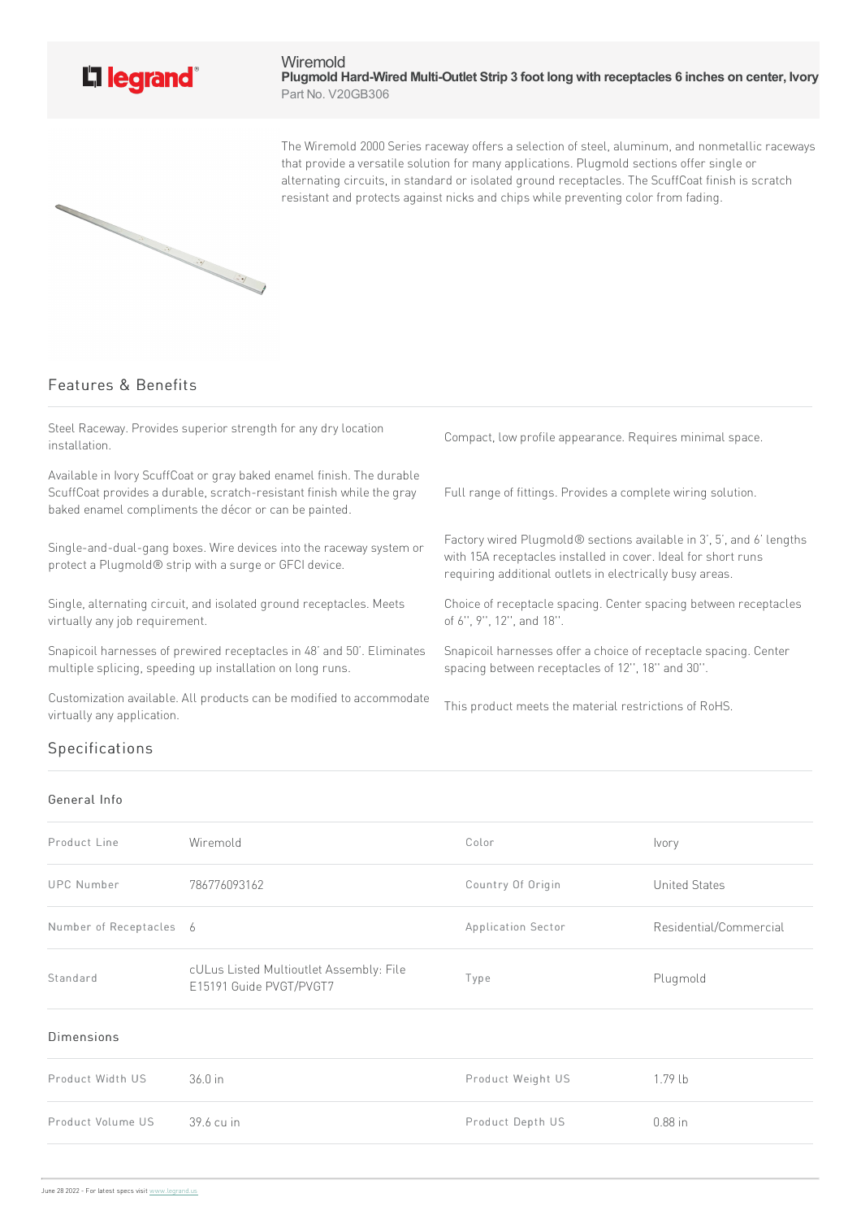Wiremold

# Plugmold Hard-Wired Multi-Outlet Strip 3 foot long with receptacles 6 inches on center, Ivory

Part No. V20GB306

The Wiremold 2000 Series raceway offers a selection of steel, aluminum, and nonmetallic raceways that provide a versatile solution for many applications. Plugmold sections offer single or alternating circuits, in standard or isolated ground receptacles. The ScuffCoat finish is scratch resistant and protects against nicks and chips while preventing color from fading.

## Features & Benefits

- Steel Raceway. Provides superior strength for any dry location installation.
- Available in Ivory ScuffCoat or gray baked enamel finish. The durable ScuffCoat provides a durable, scratch-resistant finish while the gray baked enamel compliments the décor or can be painted.
- Single-and-dual-gang boxes. Wire devices into the raceway system or protect a Plugmold® strip with a surge or GFCI device.
- Single, alternating circuit, and isolated ground receptacles. Meets virtually any job requirement.
- Snapicoil harnesses of prewired receptacles in 48' and 50'. Eliminates multiple splicing, speeding up installation on long runs.
- Customization available. All products can be modified to accommodate virtually any application.
- Compact, low profile appearance. Requires minimal space.
- Full range of fittings. Provides a complete wiring solution.
- Factory wired Plugmold® sections available in 3', 5', and 6' lengths with 15A receptacles installed in cover. Ideal for short runs requiring additional outlets in electrically busy areas.
- Choice of receptacle spacing. Center spacing between receptacles of 6'', 9'', 12'', and 18''.
- Snapicoil harnesses offer a choice of receptacle spacing. Center spacing between receptacles of 12'', 18'' and 30''.
- This product meets the material restrictions of RoHS.

## Specifications

### General Info

| | | | |
|---|---|---|---|
| Product Line | Wiremold | Color | Ivory |
| UPC Number | 786776093162 | Country Of Origin | United States |
| Number of Receptacles | 6 | Application Sector | Residential/Commercial |
| Standard | cULus Listed Multioutlet Assembly: File E15191 Guide PVGT/PVGT7 | Type | Plugmold |

### Dimensions

| | | | |
|---|---|---|---|
| Product Width US | 36.0 in | Product Weight US | 1.79 lb |
| Product Volume US | 39.6 cu in | Product Depth US | 0.88 in |

June 28 2022 - For latest specs visit www.legrand.us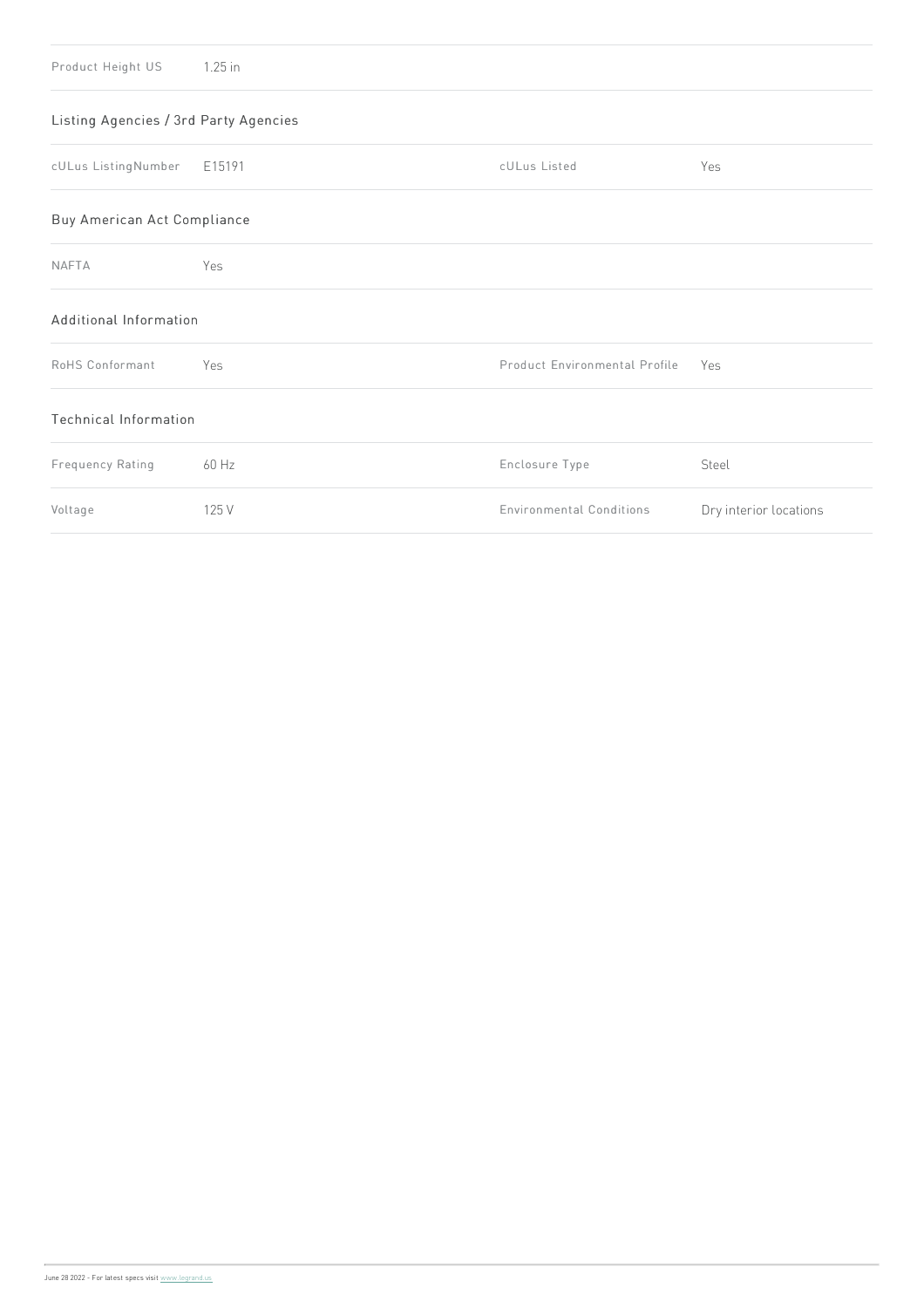| | | | |
|---|---|---|---|
| Product Height US | 1.25 in | | |

## Listing Agencies / 3rd Party Agencies

| | | | |
|---|---|---|---|
| cULus ListingNumber | E15191 | cULus Listed | Yes |

## Buy American Act Compliance

| | |
|---|---|
| NAFTA | Yes |

## Additional Information

| | | | |
|---|---|---|---|
| RoHS Conformant | Yes | Product Environmental Profile | Yes |

## Technical Information

| | | | |
|---|---|---|---|
| Frequency Rating | 60 Hz | Enclosure Type | Steel |
| Voltage | 125 V | Environmental Conditions | Dry interior locations |

June 28 2022 - For latest specs visit www.legrand.us